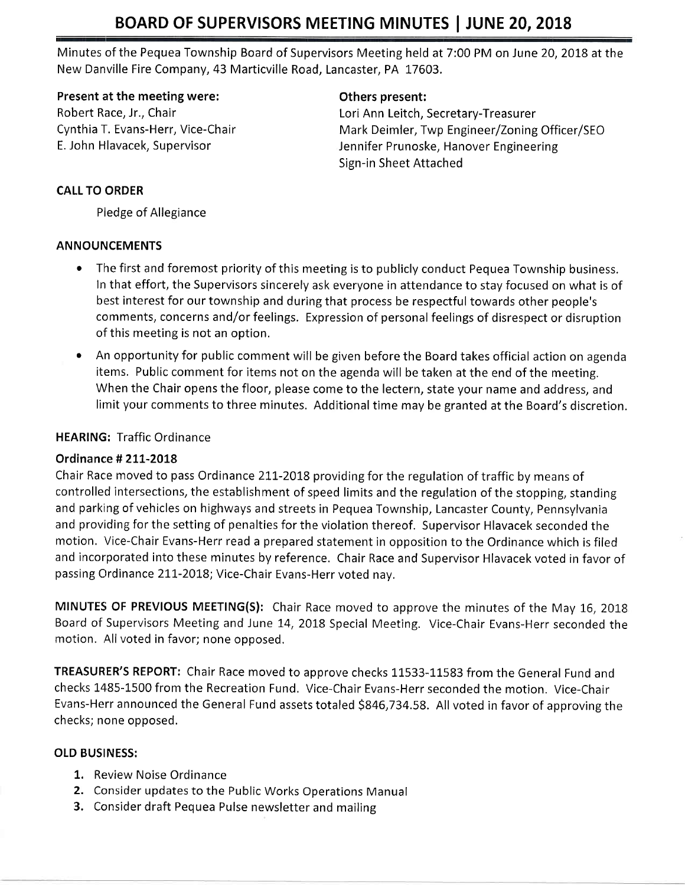# BOARD OF SUPERVISORS MEETING MINUTES | JUNE 20, 2018

Minutes of the Pequea Township Board of Supervisors Meeting held at 7:00 PM on June 20, 2018 at the New Danville Fire Company, 43 Marticville Road, Lancaster, PA 17603.

**Present at the meeting were:**
Robert Race, Jr., Chair
Cynthia T. Evans-Herr, Vice-Chair
E. John Hlavacek, Supervisor

**Others present:**
Lori Ann Leitch, Secretary-Treasurer
Mark Deimler, Twp Engineer/Zoning Officer/SEO
Jennifer Prunoske, Hanover Engineering
Sign-in Sheet Attached

**CALL TO ORDER**

Pledge of Allegiance

**ANNOUNCEMENTS**

- The first and foremost priority of this meeting is to publicly conduct Pequea Township business. In that effort, the Supervisors sincerely ask everyone in attendance to stay focused on what is of best interest for our township and during that process be respectful towards other people's comments, concerns and/or feelings. Expression of personal feelings of disrespect or disruption of this meeting is not an option.
- An opportunity for public comment will be given before the Board takes official action on agenda items. Public comment for items not on the agenda will be taken at the end of the meeting. When the Chair opens the floor, please come to the lectern, state your name and address, and limit your comments to three minutes. Additional time may be granted at the Board's discretion.

**HEARING:** Traffic Ordinance

**Ordinance # 211-2018**

Chair Race moved to pass Ordinance 211-2018 providing for the regulation of traffic by means of controlled intersections, the establishment of speed limits and the regulation of the stopping, standing and parking of vehicles on highways and streets in Pequea Township, Lancaster County, Pennsylvania and providing for the setting of penalties for the violation thereof. Supervisor Hlavacek seconded the motion. Vice-Chair Evans-Herr read a prepared statement in opposition to the Ordinance which is filed and incorporated into these minutes by reference. Chair Race and Supervisor Hlavacek voted in favor of passing Ordinance 211-2018; Vice-Chair Evans-Herr voted nay.

**MINUTES OF PREVIOUS MEETING(S):** Chair Race moved to approve the minutes of the May 16, 2018 Board of Supervisors Meeting and June 14, 2018 Special Meeting. Vice-Chair Evans-Herr seconded the motion. All voted in favor; none opposed.

**TREASURER'S REPORT:** Chair Race moved to approve checks 11533-11583 from the General Fund and checks 1485-1500 from the Recreation Fund. Vice-Chair Evans-Herr seconded the motion. Vice-Chair Evans-Herr announced the General Fund assets totaled $846,734.58. All voted in favor of approving the checks; none opposed.

**OLD BUSINESS:**

1. Review Noise Ordinance
2. Consider updates to the Public Works Operations Manual
3. Consider draft Pequea Pulse newsletter and mailing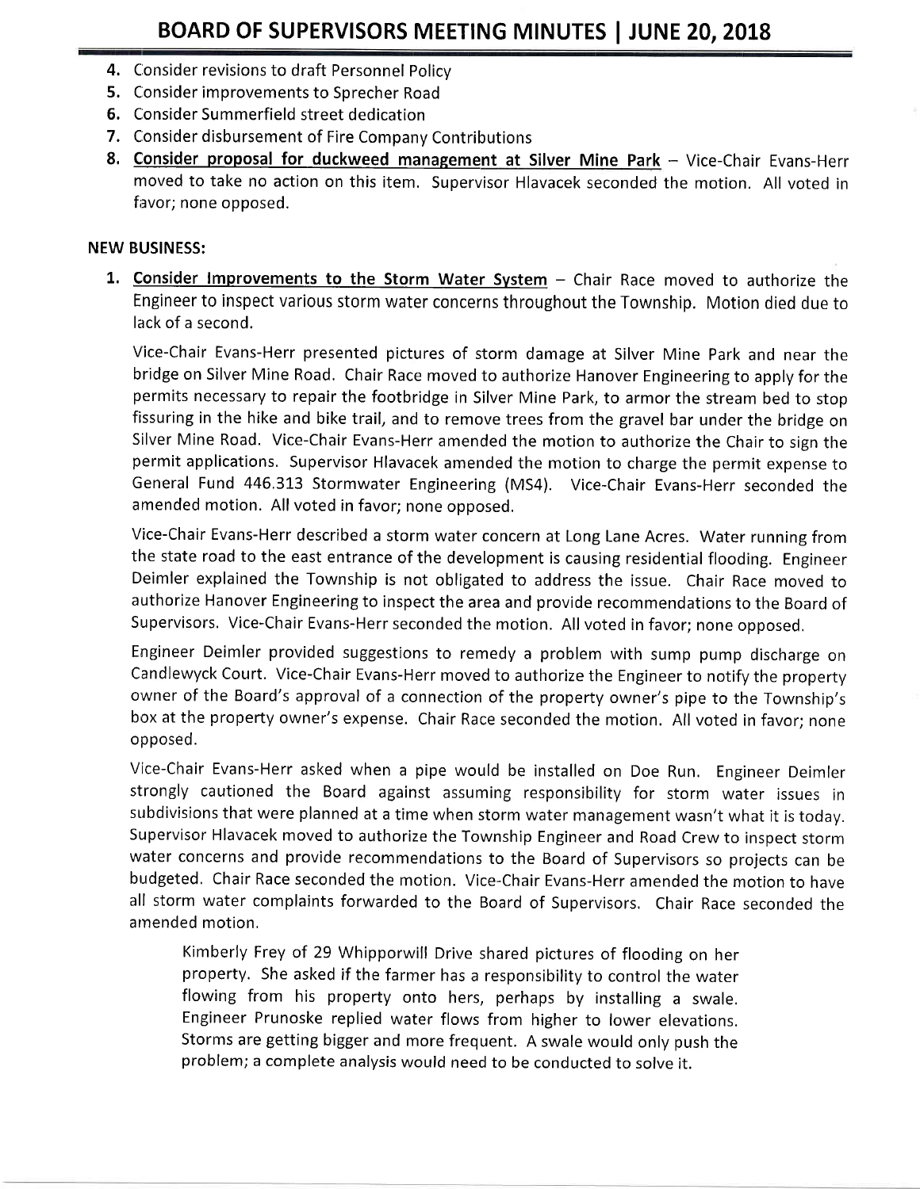4. Consider revisions to draft Personnel Policy
5. Consider improvements to Sprecher Road
6. Consider Summerfield street dedication
7. Consider disbursement of Fire Company Contributions
8. **Consider proposal for duckweed management at Silver Mine Park** – Vice-Chair Evans-Herr moved to take no action on this item. Supervisor Hlavacek seconded the motion. All voted in favor; none opposed.

**NEW BUSINESS:**

1. **Consider Improvements to the Storm Water System** – Chair Race moved to authorize the Engineer to inspect various storm water concerns throughout the Township. Motion died due to lack of a second.

   Vice-Chair Evans-Herr presented pictures of storm damage at Silver Mine Park and near the bridge on Silver Mine Road. Chair Race moved to authorize Hanover Engineering to apply for the permits necessary to repair the footbridge in Silver Mine Park, to armor the stream bed to stop fissuring in the hike and bike trail, and to remove trees from the gravel bar under the bridge on Silver Mine Road. Vice-Chair Evans-Herr amended the motion to authorize the Chair to sign the permit applications. Supervisor Hlavacek amended the motion to charge the permit expense to General Fund 446.313 Stormwater Engineering (MS4). Vice-Chair Evans-Herr seconded the amended motion. All voted in favor; none opposed.

   Vice-Chair Evans-Herr described a storm water concern at Long Lane Acres. Water running from the state road to the east entrance of the development is causing residential flooding. Engineer Deimler explained the Township is not obligated to address the issue. Chair Race moved to authorize Hanover Engineering to inspect the area and provide recommendations to the Board of Supervisors. Vice-Chair Evans-Herr seconded the motion. All voted in favor; none opposed.

   Engineer Deimler provided suggestions to remedy a problem with sump pump discharge on Candlewyck Court. Vice-Chair Evans-Herr moved to authorize the Engineer to notify the property owner of the Board's approval of a connection of the property owner's pipe to the Township's box at the property owner's expense. Chair Race seconded the motion. All voted in favor; none opposed.

   Vice-Chair Evans-Herr asked when a pipe would be installed on Doe Run. Engineer Deimler strongly cautioned the Board against assuming responsibility for storm water issues in subdivisions that were planned at a time when storm water management wasn't what it is today. Supervisor Hlavacek moved to authorize the Township Engineer and Road Crew to inspect storm water concerns and provide recommendations to the Board of Supervisors so projects can be budgeted. Chair Race seconded the motion. Vice-Chair Evans-Herr amended the motion to have all storm water complaints forwarded to the Board of Supervisors. Chair Race seconded the amended motion.

   > Kimberly Frey of 29 Whipporwill Drive shared pictures of flooding on her property. She asked if the farmer has a responsibility to control the water flowing from his property onto hers, perhaps by installing a swale. Engineer Prunoske replied water flows from higher to lower elevations. Storms are getting bigger and more frequent. A swale would only push the problem; a complete analysis would need to be conducted to solve it.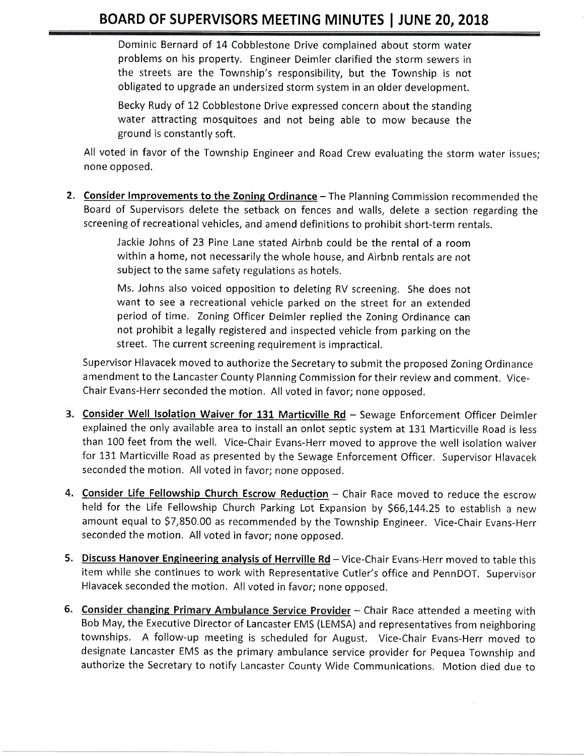Dominic Bernard of 14 Cobblestone Drive complained about storm water problems on his property. Engineer Deimler clarified the storm sewers in the streets are the Township's responsibility, but the Township is not obligated to upgrade an undersized storm system in an older development.

Becky Rudy of 12 Cobblestone Drive expressed concern about the standing water attracting mosquitoes and not being able to mow because the ground is constantly soft.

All voted in favor of the Township Engineer and Road Crew evaluating the storm water issues; none opposed.

2. **Consider Improvements to the Zoning Ordinance** – The Planning Commission recommended the Board of Supervisors delete the setback on fences and walls, delete a section regarding the screening of recreational vehicles, and amend definitions to prohibit short-term rentals.

   Jackie Johns of 23 Pine Lane stated Airbnb could be the rental of a room within a home, not necessarily the whole house, and Airbnb rentals are not subject to the same safety regulations as hotels.

   Ms. Johns also voiced opposition to deleting RV screening. She does not want to see a recreational vehicle parked on the street for an extended period of time. Zoning Officer Deimler replied the Zoning Ordinance can not prohibit a legally registered and inspected vehicle from parking on the street. The current screening requirement is impractical.

   Supervisor Hlavacek moved to authorize the Secretary to submit the proposed Zoning Ordinance amendment to the Lancaster County Planning Commission for their review and comment. Vice-Chair Evans-Herr seconded the motion. All voted in favor; none opposed.

3. **Consider Well Isolation Waiver for 131 Marticville Rd** – Sewage Enforcement Officer Deimler explained the only available area to install an onlot septic system at 131 Marticville Road is less than 100 feet from the well. Vice-Chair Evans-Herr moved to approve the well isolation waiver for 131 Marticville Road as presented by the Sewage Enforcement Officer. Supervisor Hlavacek seconded the motion. All voted in favor; none opposed.

4. **Consider Life Fellowship Church Escrow Reduction** – Chair Race moved to reduce the escrow held for the Life Fellowship Church Parking Lot Expansion by $66,144.25 to establish a new amount equal to $7,850.00 as recommended by the Township Engineer. Vice-Chair Evans-Herr seconded the motion. All voted in favor; none opposed.

5. **Discuss Hanover Engineering analysis of Herrville Rd** – Vice-Chair Evans-Herr moved to table this item while she continues to work with Representative Cutler's office and PennDOT. Supervisor Hlavacek seconded the motion. All voted in favor; none opposed.

6. **Consider changing Primary Ambulance Service Provider** – Chair Race attended a meeting with Bob May, the Executive Director of Lancaster EMS (LEMSA) and representatives from neighboring townships. A follow-up meeting is scheduled for August. Vice-Chair Evans-Herr moved to designate Lancaster EMS as the primary ambulance service provider for Pequea Township and authorize the Secretary to notify Lancaster County Wide Communications. Motion died due to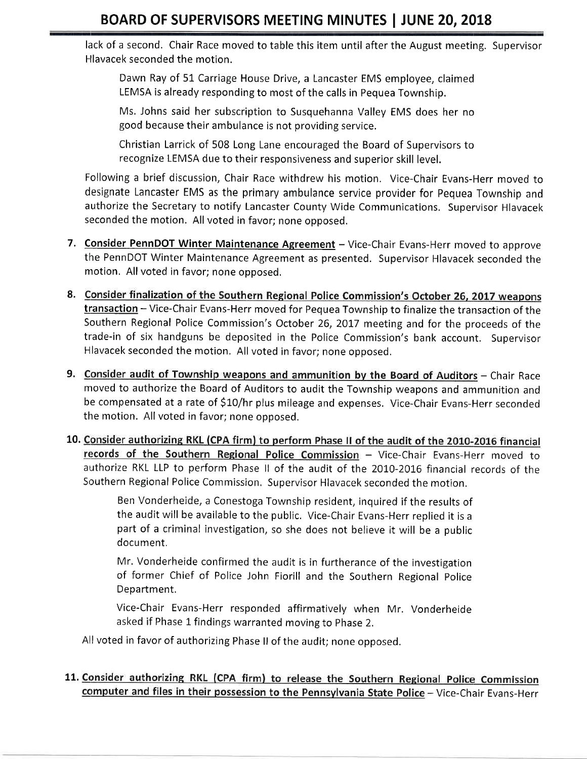lack of a second. Chair Race moved to table this item until after the August meeting. Supervisor Hlavacek seconded the motion.

> Dawn Ray of 51 Carriage House Drive, a Lancaster EMS employee, claimed LEMSA is already responding to most of the calls in Pequea Township.
>
> Ms. Johns said her subscription to Susquehanna Valley EMS does her no good because their ambulance is not providing service.
>
> Christian Larrick of 508 Long Lane encouraged the Board of Supervisors to recognize LEMSA due to their responsiveness and superior skill level.

Following a brief discussion, Chair Race withdrew his motion. Vice-Chair Evans-Herr moved to designate Lancaster EMS as the primary ambulance service provider for Pequea Township and authorize the Secretary to notify Lancaster County Wide Communications. Supervisor Hlavacek seconded the motion. All voted in favor; none opposed.

7. **Consider PennDOT Winter Maintenance Agreement** – Vice-Chair Evans-Herr moved to approve the PennDOT Winter Maintenance Agreement as presented. Supervisor Hlavacek seconded the motion. All voted in favor; none opposed.

8. **Consider finalization of the Southern Regional Police Commission's October 26, 2017 weapons transaction** – Vice-Chair Evans-Herr moved for Pequea Township to finalize the transaction of the Southern Regional Police Commission's October 26, 2017 meeting and for the proceeds of the trade-in of six handguns be deposited in the Police Commission's bank account. Supervisor Hlavacek seconded the motion. All voted in favor; none opposed.

9. **Consider audit of Township weapons and ammunition by the Board of Auditors** – Chair Race moved to authorize the Board of Auditors to audit the Township weapons and ammunition and be compensated at a rate of $10/hr plus mileage and expenses. Vice-Chair Evans-Herr seconded the motion. All voted in favor; none opposed.

10. **Consider authorizing RKL (CPA firm) to perform Phase II of the audit of the 2010-2016 financial records of the Southern Regional Police Commission** – Vice-Chair Evans-Herr moved to authorize RKL LLP to perform Phase II of the audit of the 2010-2016 financial records of the Southern Regional Police Commission. Supervisor Hlavacek seconded the motion.

> Ben Vonderheide, a Conestoga Township resident, inquired if the results of the audit will be available to the public. Vice-Chair Evans-Herr replied it is a part of a criminal investigation, so she does not believe it will be a public document.
>
> Mr. Vonderheide confirmed the audit is in furtherance of the investigation of former Chief of Police John Fiorill and the Southern Regional Police Department.
>
> Vice-Chair Evans-Herr responded affirmatively when Mr. Vonderheide asked if Phase 1 findings warranted moving to Phase 2.

All voted in favor of authorizing Phase II of the audit; none opposed.

11. **Consider authorizing RKL (CPA firm) to release the Southern Regional Police Commission computer and files in their possession to the Pennsylvania State Police** – Vice-Chair Evans-Herr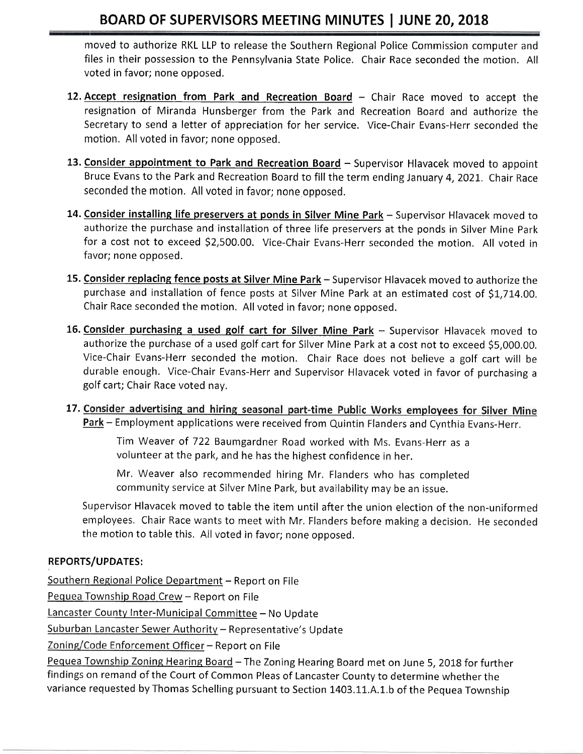moved to authorize RKL LLP to release the Southern Regional Police Commission computer and files in their possession to the Pennsylvania State Police. Chair Race seconded the motion. All voted in favor; none opposed.

12. **Accept resignation from Park and Recreation Board** – Chair Race moved to accept the resignation of Miranda Hunsberger from the Park and Recreation Board and authorize the Secretary to send a letter of appreciation for her service. Vice-Chair Evans-Herr seconded the motion. All voted in favor; none opposed.

13. **Consider appointment to Park and Recreation Board** – Supervisor Hlavacek moved to appoint Bruce Evans to the Park and Recreation Board to fill the term ending January 4, 2021. Chair Race seconded the motion. All voted in favor; none opposed.

14. **Consider installing life preservers at ponds in Silver Mine Park** – Supervisor Hlavacek moved to authorize the purchase and installation of three life preservers at the ponds in Silver Mine Park for a cost not to exceed $2,500.00. Vice-Chair Evans-Herr seconded the motion. All voted in favor; none opposed.

15. **Consider replacing fence posts at Silver Mine Park** – Supervisor Hlavacek moved to authorize the purchase and installation of fence posts at Silver Mine Park at an estimated cost of $1,714.00. Chair Race seconded the motion. All voted in favor; none opposed.

16. **Consider purchasing a used golf cart for Silver Mine Park** – Supervisor Hlavacek moved to authorize the purchase of a used golf cart for Silver Mine Park at a cost not to exceed $5,000.00. Vice-Chair Evans-Herr seconded the motion. Chair Race does not believe a golf cart will be durable enough. Vice-Chair Evans-Herr and Supervisor Hlavacek voted in favor of purchasing a golf cart; Chair Race voted nay.

17. **Consider advertising and hiring seasonal part-time Public Works employees for Silver Mine Park** – Employment applications were received from Quintin Flanders and Cynthia Evans-Herr.

    Tim Weaver of 722 Baumgardner Road worked with Ms. Evans-Herr as a volunteer at the park, and he has the highest confidence in her.

    Mr. Weaver also recommended hiring Mr. Flanders who has completed community service at Silver Mine Park, but availability may be an issue.

    Supervisor Hlavacek moved to table the item until after the union election of the non-uniformed employees. Chair Race wants to meet with Mr. Flanders before making a decision. He seconded the motion to table this. All voted in favor; none opposed.

**REPORTS/UPDATES:**

Southern Regional Police Department – Report on File

Pequea Township Road Crew – Report on File

Lancaster County Inter-Municipal Committee – No Update

Suburban Lancaster Sewer Authority – Representative's Update

Zoning/Code Enforcement Officer – Report on File

Pequea Township Zoning Hearing Board – The Zoning Hearing Board met on June 5, 2018 for further findings on remand of the Court of Common Pleas of Lancaster County to determine whether the variance requested by Thomas Schelling pursuant to Section 1403.11.A.1.b of the Pequea Township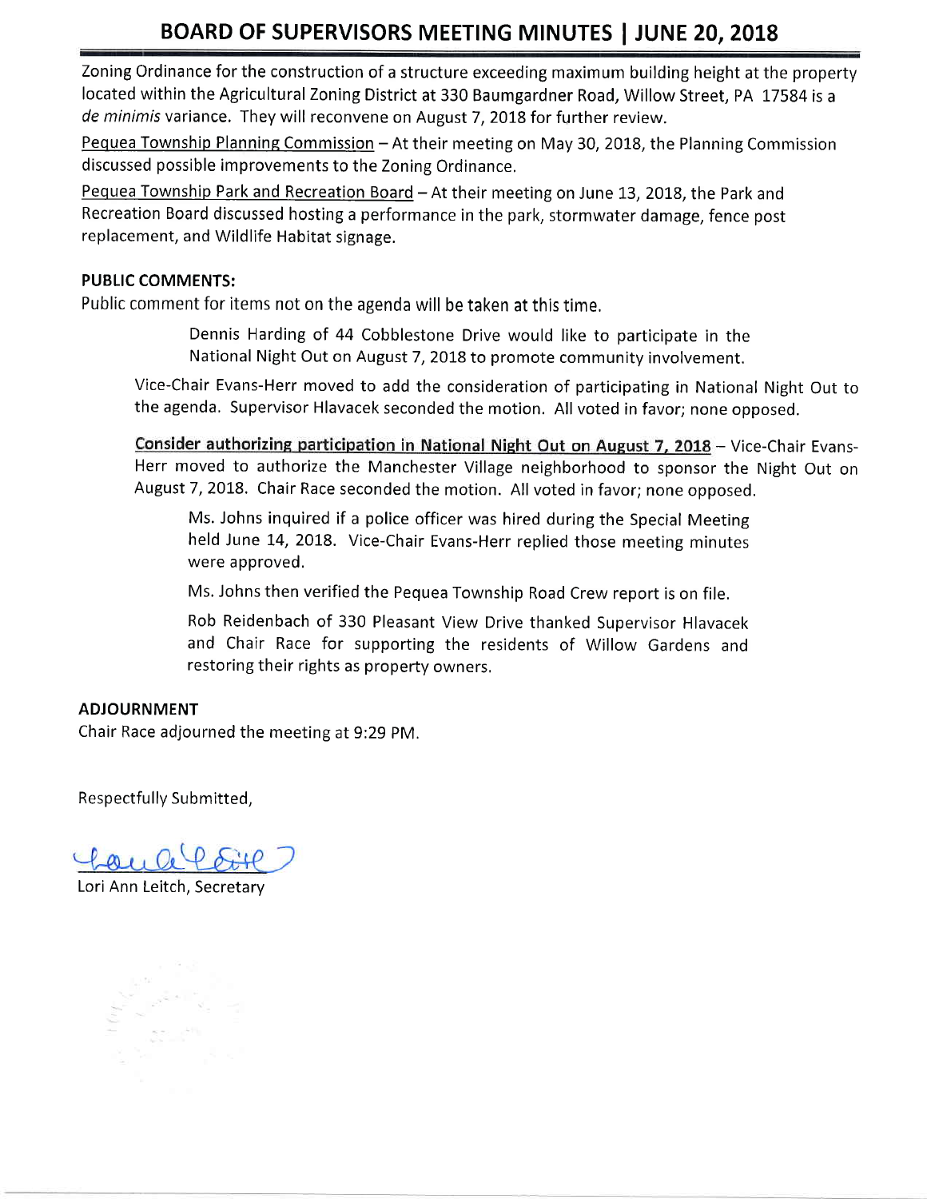Zoning Ordinance for the construction of a structure exceeding maximum building height at the property located within the Agricultural Zoning District at 330 Baumgardner Road, Willow Street, PA 17584 is a *de minimis* variance. They will reconvene on August 7, 2018 for further review.

Pequea Township Planning Commission – At their meeting on May 30, 2018, the Planning Commission discussed possible improvements to the Zoning Ordinance.

Pequea Township Park and Recreation Board – At their meeting on June 13, 2018, the Park and Recreation Board discussed hosting a performance in the park, stormwater damage, fence post replacement, and Wildlife Habitat signage.

**PUBLIC COMMENTS:**

Public comment for items not on the agenda will be taken at this time.

> Dennis Harding of 44 Cobblestone Drive would like to participate in the National Night Out on August 7, 2018 to promote community involvement.

Vice-Chair Evans-Herr moved to add the consideration of participating in National Night Out to the agenda. Supervisor Hlavacek seconded the motion. All voted in favor; none opposed.

**Consider authorizing participation in National Night Out on August 7, 2018** – Vice-Chair Evans-Herr moved to authorize the Manchester Village neighborhood to sponsor the Night Out on August 7, 2018. Chair Race seconded the motion. All voted in favor; none opposed.

> Ms. Johns inquired if a police officer was hired during the Special Meeting held June 14, 2018. Vice-Chair Evans-Herr replied those meeting minutes were approved.
>
> Ms. Johns then verified the Pequea Township Road Crew report is on file.
>
> Rob Reidenbach of 330 Pleasant View Drive thanked Supervisor Hlavacek and Chair Race for supporting the residents of Willow Gardens and restoring their rights as property owners.

**ADJOURNMENT**

Chair Race adjourned the meeting at 9:29 PM.

Respectfully Submitted,

Lori Ann Leitch, Secretary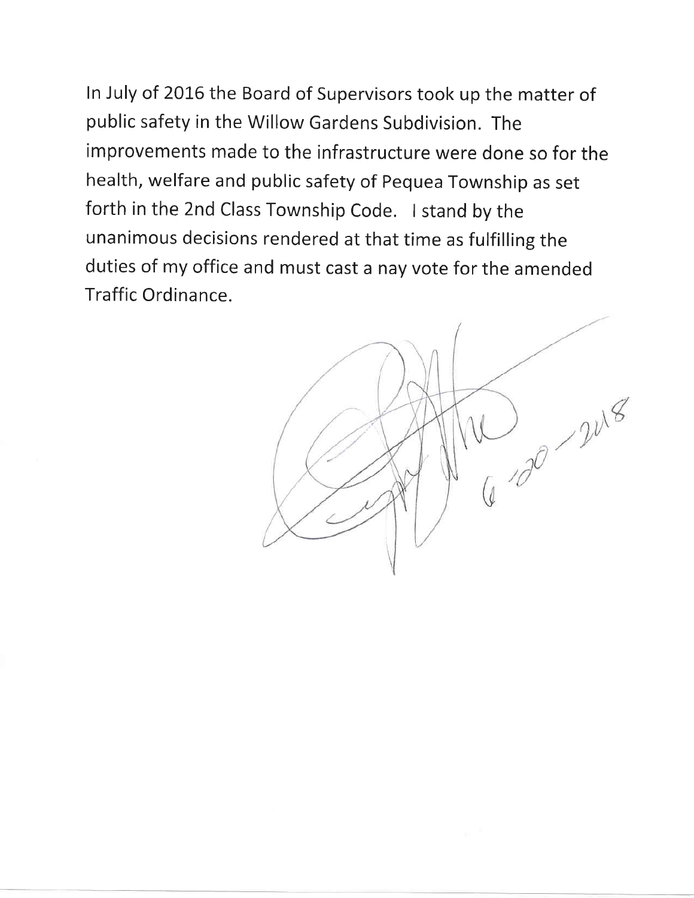In July of 2016 the Board of Supervisors took up the matter of public safety in the Willow Gardens Subdivision. The improvements made to the infrastructure were done so for the health, welfare and public safety of Pequea Township as set forth in the 2nd Class Township Code. I stand by the unanimous decisions rendered at that time as fulfilling the duties of my office and must cast a nay vote for the amended Traffic Ordinance.

6-20-2018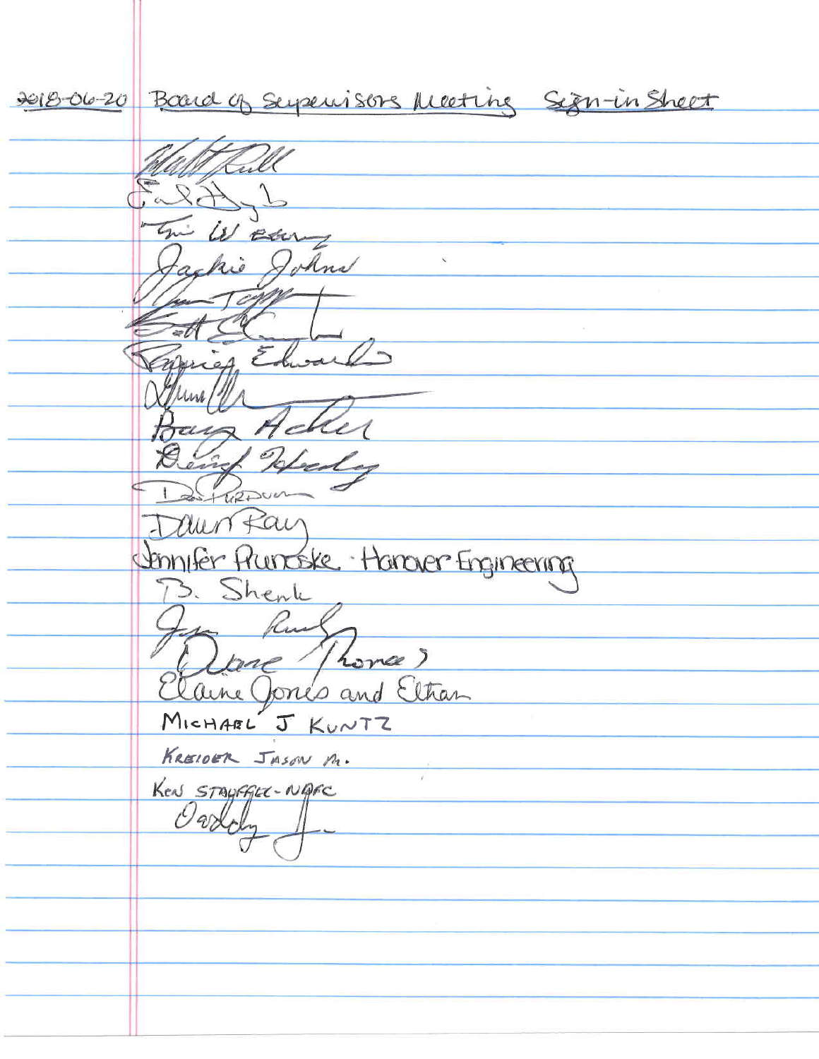2018-06-20 Board of Supervisors Meeting Sign-in Sheet

Walt Full

Earl Hoyb

Tim W Essary

Jackie Johns

Jim Topp

Scott Ch

Regina Edwards

Dennis W

Barry Acker

Daisy Healy

Don Purdum

Dawn Ray

Jennifer Puncske · Hanover Engineering

B. Shenk

Jim Rud

Diane Thomas

Elaine Jones and Ethan

MICHAEL J KUNTZ

KREIDER JASON M.

KEN STAUFFER - NAFC

Oakley J.